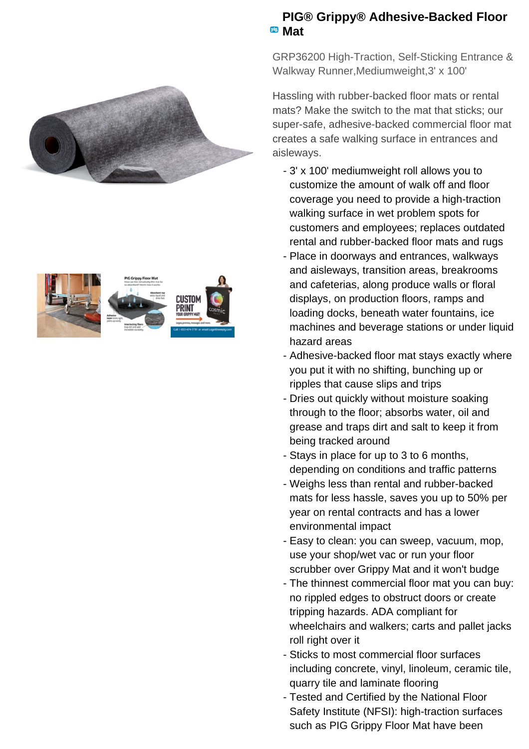# PIG® Grippy® Adhesive-Backed Floor Mat

GRP36200 High-Traction, Self-Sticking Entrance & Walkway Runner,Mediumweight,3' x 100'

Hassling with rubber-backed floor mats or rental mats? Make the switch to the mat that sticks; our super-safe, adhesive-backed commercial floor mat creates a safe walking surface in entrances and aisleways.

- 3' x 100' mediumweight roll allows you to customize the amount of walk off and floor coverage you need to provide a high-traction walking surface in wet problem spots for customers and employees; replaces outdated rental and rubber-backed floor mats and rugs
- Place in doorways and entrances, walkways and aisleways, transition areas, breakrooms and cafeterias, along produce walls or floral displays, on production floors, ramps and loading docks, beneath water fountains, ice machines and beverage stations or under liquid hazard areas
- Adhesive-backed floor mat stays exactly where you put it with no shifting, bunching up or ripples that cause slips and trips
- Dries out quickly without moisture soaking through to the floor; absorbs water, oil and grease and traps dirt and salt to keep it from being tracked around
- Stays in place for up to 3 to 6 months, depending on conditions and traffic patterns
- Weighs less than rental and rubber-backed mats for less hassle, saves you up to 50% per year on rental contracts and has a lower environmental impact
- Easy to clean: you can sweep, vacuum, mop, use your shop/wet vac or run your floor scrubber over Grippy Mat and it won't budge
- The thinnest commercial floor mat you can buy: no rippled edges to obstruct doors or create tripping hazards. ADA compliant for wheelchairs and walkers; carts and pallet jacks roll right over it
- Sticks to most commercial floor surfaces including concrete, vinyl, linoleum, ceramic tile, quarry tile and laminate flooring
- Tested and Certified by the National Floor Safety Institute (NFSI): high-traction surfaces such as PIG Grippy Floor Mat have been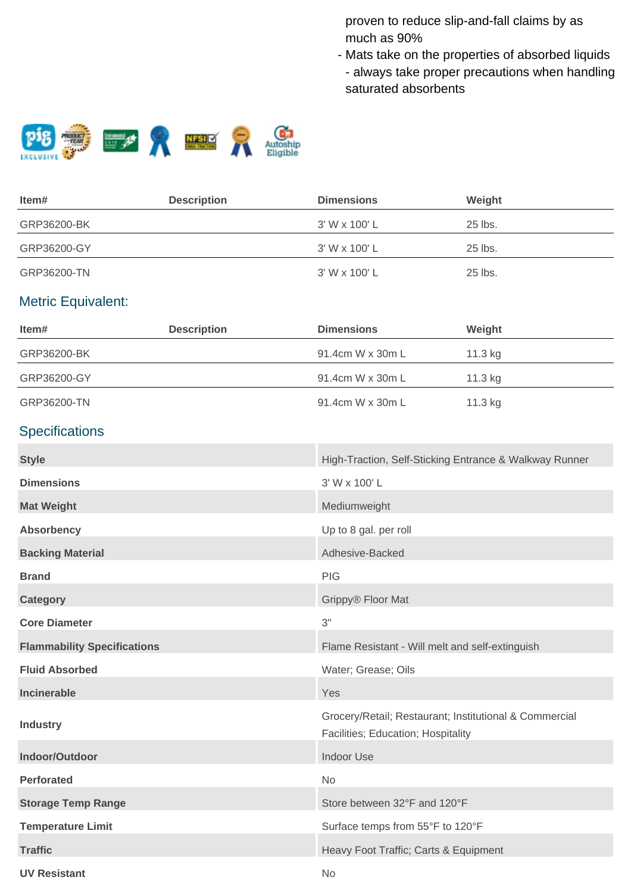proven to reduce slip-and-fall claims by as much as 90%

- Mats take on the properties of absorbed liquids - always take proper precautions when handling saturated absorbents

| Item# | Description | Dimensions | Weight |
|---|---|---|---|
| GRP36200-BK | | 3' W x 100' L | 25 lbs. |
| GRP36200-GY | | 3' W x 100' L | 25 lbs. |
| GRP36200-TN | | 3' W x 100' L | 25 lbs. |

## Metric Equivalent:

| Item# | Description | Dimensions | Weight |
|---|---|---|---|
| GRP36200-BK | | 91.4cm W x 30m L | 11.3 kg |
| GRP36200-GY | | 91.4cm W x 30m L | 11.3 kg |
| GRP36200-TN | | 91.4cm W x 30m L | 11.3 kg |

## Specifications

| | |
|---|---|
| **Style** | High-Traction, Self-Sticking Entrance & Walkway Runner |
| **Dimensions** | 3' W x 100' L |
| **Mat Weight** | Mediumweight |
| **Absorbency** | Up to 8 gal. per roll |
| **Backing Material** | Adhesive-Backed |
| **Brand** | PIG |
| **Category** | Grippy® Floor Mat |
| **Core Diameter** | 3" |
| **Flammability Specifications** | Flame Resistant - Will melt and self-extinguish |
| **Fluid Absorbed** | Water; Grease; Oils |
| **Incinerable** | Yes |
| **Industry** | Grocery/Retail; Restaurant; Institutional & Commercial Facilities; Education; Hospitality |
| **Indoor/Outdoor** | Indoor Use |
| **Perforated** | No |
| **Storage Temp Range** | Store between 32°F and 120°F |
| **Temperature Limit** | Surface temps from 55°F to 120°F |
| **Traffic** | Heavy Foot Traffic; Carts & Equipment |
| **UV Resistant** | No |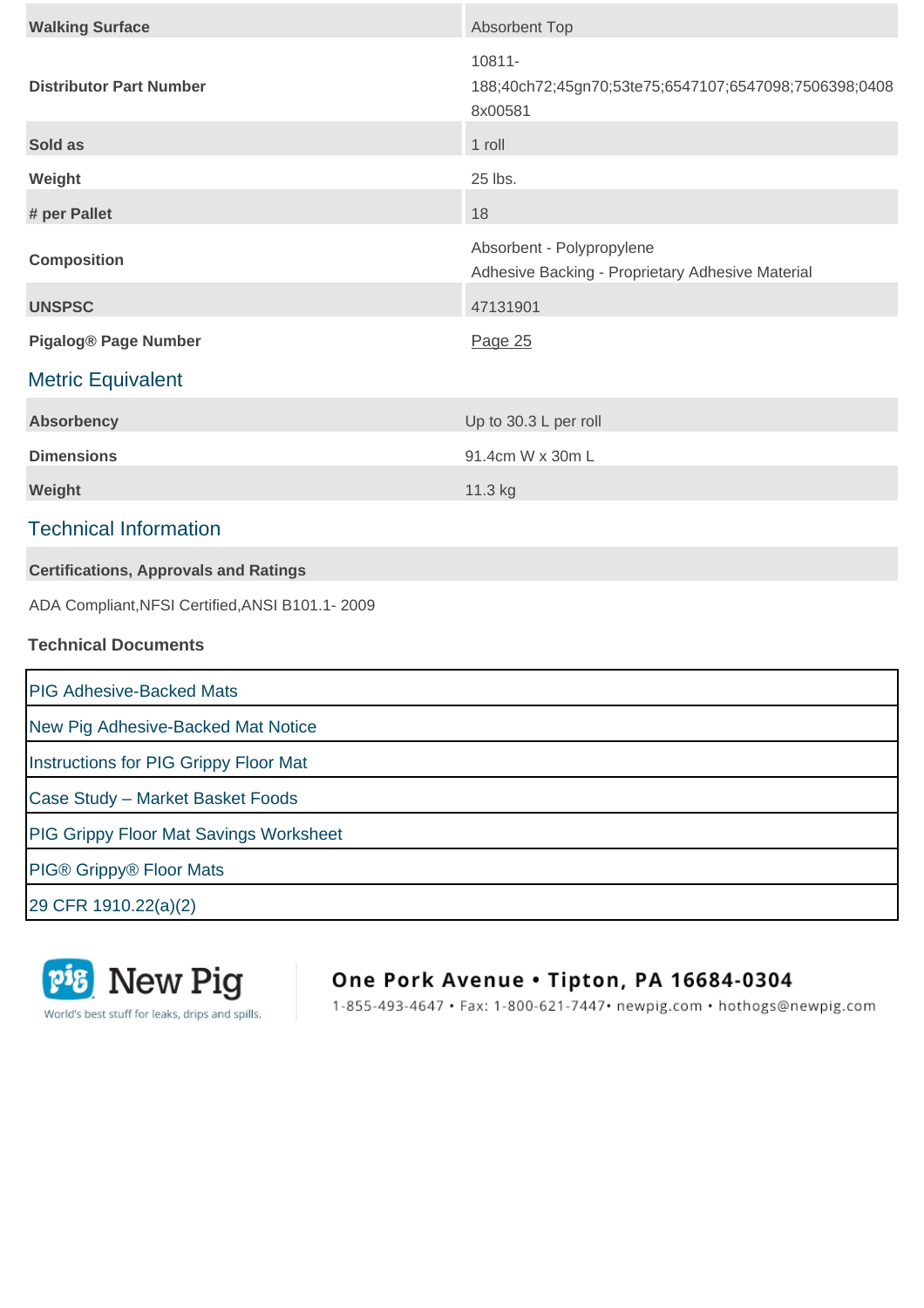| | |
|---|---|
| **Walking Surface** | Absorbent Top |
| **Distributor Part Number** | 10811-188;40ch72;45gn70;53te75;6547107;6547098;7506398;04088x00581 |
| **Sold as** | 1 roll |
| **Weight** | 25 lbs. |
| **# per Pallet** | 18 |
| **Composition** | Absorbent - Polypropylene<br>Adhesive Backing - Proprietary Adhesive Material |
| **UNSPSC** | 47131901 |
| **Pigalog® Page Number** | Page 25 |

## Metric Equivalent

| | |
|---|---|
| **Absorbency** | Up to 30.3 L per roll |
| **Dimensions** | 91.4cm W x 30m L |
| **Weight** | 11.3 kg |

## Technical Information

**Certifications, Approvals and Ratings**

ADA Compliant,NFSI Certified,ANSI B101.1- 2009

### Technical Documents

| |
|---|
| PIG Adhesive-Backed Mats |
| New Pig Adhesive-Backed Mat Notice |
| Instructions for PIG Grippy Floor Mat |
| Case Study – Market Basket Foods |
| PIG Grippy Floor Mat Savings Worksheet |
| PIG® Grippy® Floor Mats |
| 29 CFR 1910.22(a)(2) |

New Pig
World's best stuff for leaks, drips and spills.

**One Pork Avenue • Tipton, PA 16684-0304**
1-855-493-4647 • Fax: 1-800-621-7447• newpig.com • hothogs@newpig.com